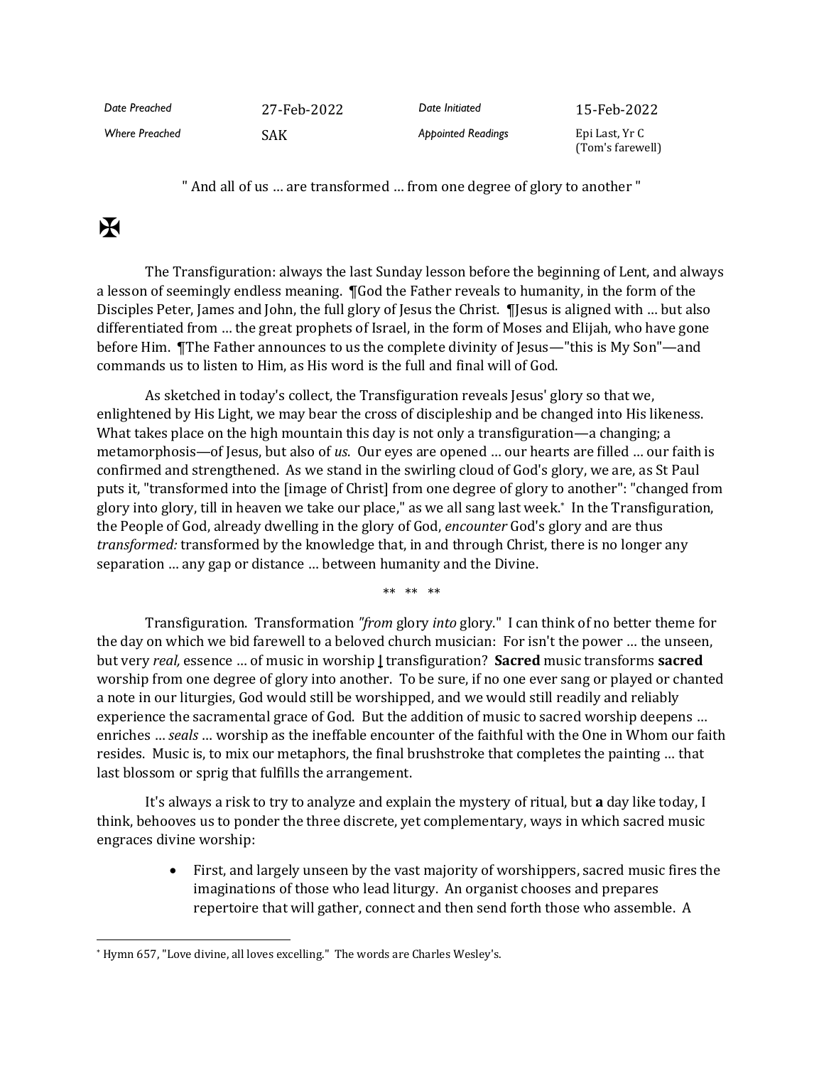| Date Preached | 27-Feb-2022 | Date Initiated | 15-Feb-2022 |
|---|---|---|---|
| Where Preached | SAK | Appointed Readings | Epi Last, Yr C (Tom's farewell) |

" And all of us … are transformed … from one degree of glory to another "

✠

The Transfiguration: always the last Sunday lesson before the beginning of Lent, and always a lesson of seemingly endless meaning. ¶God the Father reveals to humanity, in the form of the Disciples Peter, James and John, the full glory of Jesus the Christ. ¶Jesus is aligned with … but also differentiated from … the great prophets of Israel, in the form of Moses and Elijah, who have gone before Him. ¶The Father announces to us the complete divinity of Jesus—"this is My Son"—and commands us to listen to Him, as His word is the full and final will of God.

As sketched in today's collect, the Transfiguration reveals Jesus' glory so that we, enlightened by His Light, we may bear the cross of discipleship and be changed into His likeness. What takes place on the high mountain this day is not only a transfiguration—a changing; a metamorphosis—of Jesus, but also of *us*. Our eyes are opened … our hearts are filled … our faith is confirmed and strengthened. As we stand in the swirling cloud of God's glory, we are, as St Paul puts it, "transformed into the [image of Christ] from one degree of glory to another": "changed from glory into glory, till in heaven we take our place," as we all sang last week.[*] In the Transfiguration, the People of God, already dwelling in the glory of God, *encounter* God's glory and are thus *transformed:* transformed by the knowledge that, in and through Christ, there is no longer any separation … any gap or distance … between humanity and the Divine.

** ** **

Transfiguration. Transformation *"from* glory *into* glory." I can think of no better theme for the day on which we bid farewell to a beloved church musician: For isn't the power … the unseen, but very *real,* essence … of music in worship **↓** transfiguration? **Sacred** music transforms **sacred** worship from one degree of glory into another. To be sure, if no one ever sang or played or chanted a note in our liturgies, God would still be worshipped, and we would still readily and reliably experience the sacramental grace of God. But the addition of music to sacred worship deepens … enriches … *seals* … worship as the ineffable encounter of the faithful with the One in Whom our faith resides. Music is, to mix our metaphors, the final brushstroke that completes the painting … that last blossom or sprig that fulfills the arrangement.

It's always a risk to try to analyze and explain the mystery of ritual, but **a** day like today, I think, behooves us to ponder the three discrete, yet complementary, ways in which sacred music engraces divine worship:

- First, and largely unseen by the vast majority of worshippers, sacred music fires the imaginations of those who lead liturgy. An organist chooses and prepares repertoire that will gather, connect and then send forth those who assemble. A

[*] Hymn 657, "Love divine, all loves excelling." The words are Charles Wesley's.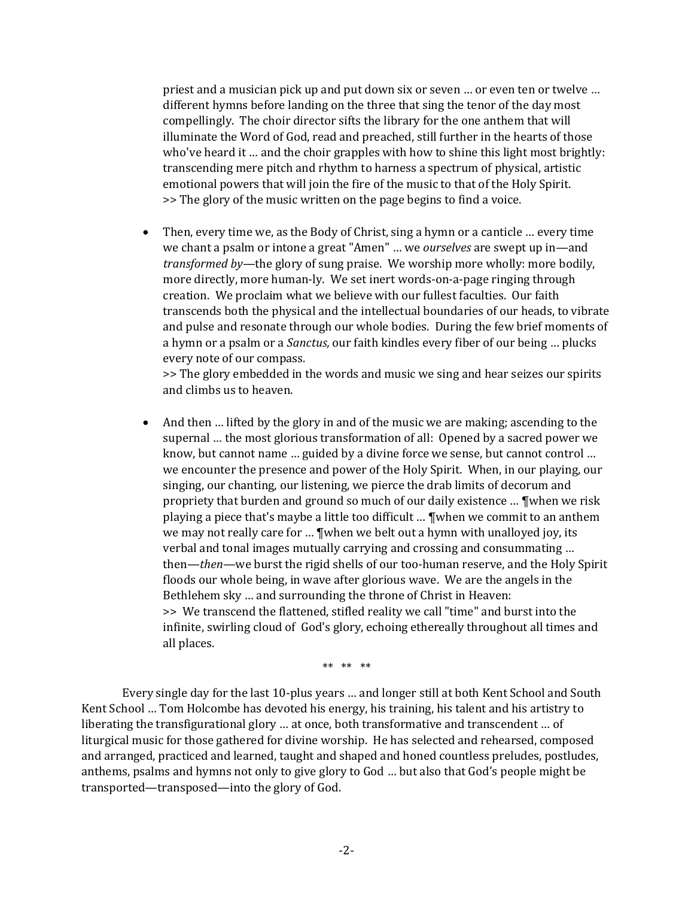priest and a musician pick up and put down six or seven … or even ten or twelve … different hymns before landing on the three that sing the tenor of the day most compellingly. The choir director sifts the library for the one anthem that will illuminate the Word of God, read and preached, still further in the hearts of those who've heard it … and the choir grapples with how to shine this light most brightly: transcending mere pitch and rhythm to harness a spectrum of physical, artistic emotional powers that will join the fire of the music to that of the Holy Spirit.
>> The glory of the music written on the page begins to find a voice.

- Then, every time we, as the Body of Christ, sing a hymn or a canticle … every time we chant a psalm or intone a great "Amen" … we *ourselves* are swept up in—and *transformed by*—the glory of sung praise. We worship more wholly: more bodily, more directly, more human-ly. We set inert words-on-a-page ringing through creation. We proclaim what we believe with our fullest faculties. Our faith transcends both the physical and the intellectual boundaries of our heads, to vibrate and pulse and resonate through our whole bodies. During the few brief moments of a hymn or a psalm or a *Sanctus,* our faith kindles every fiber of our being … plucks every note of our compass.
  >> The glory embedded in the words and music we sing and hear seizes our spirits and climbs us to heaven.

- And then … lifted by the glory in and of the music we are making; ascending to the supernal … the most glorious transformation of all: Opened by a sacred power we know, but cannot name … guided by a divine force we sense, but cannot control … we encounter the presence and power of the Holy Spirit. When, in our playing, our singing, our chanting, our listening, we pierce the drab limits of decorum and propriety that burden and ground so much of our daily existence … ¶when we risk playing a piece that's maybe a little too difficult … ¶when we commit to an anthem we may not really care for … ¶when we belt out a hymn with unalloyed joy, its verbal and tonal images mutually carrying and crossing and consummating … then—*then*—we burst the rigid shells of our too-human reserve, and the Holy Spirit floods our whole being, in wave after glorious wave. We are the angels in the Bethlehem sky … and surrounding the throne of Christ in Heaven:
  >> We transcend the flattened, stifled reality we call "time" and burst into the infinite, swirling cloud of God's glory, echoing ethereally throughout all times and all places.

** ** **

Every single day for the last 10-plus years … and longer still at both Kent School and South Kent School … Tom Holcombe has devoted his energy, his training, his talent and his artistry to liberating the transfigurational glory … at once, both transformative and transcendent … of liturgical music for those gathered for divine worship. He has selected and rehearsed, composed and arranged, practiced and learned, taught and shaped and honed countless preludes, postludes, anthems, psalms and hymns not only to give glory to God … but also that God's people might be transported—transposed—into the glory of God.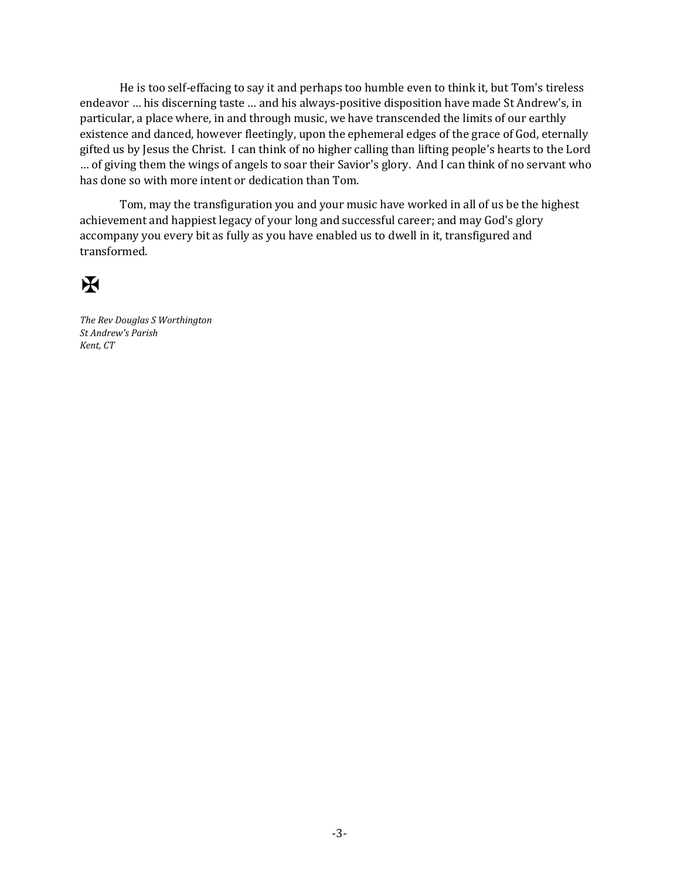He is too self-effacing to say it and perhaps too humble even to think it, but Tom's tireless endeavor … his discerning taste … and his always-positive disposition have made St Andrew's, in particular, a place where, in and through music, we have transcended the limits of our earthly existence and danced, however fleetingly, upon the ephemeral edges of the grace of God, eternally gifted us by Jesus the Christ. I can think of no higher calling than lifting people's hearts to the Lord … of giving them the wings of angels to soar their Savior's glory. And I can think of no servant who has done so with more intent or dedication than Tom.

Tom, may the transfiguration you and your music have worked in all of us be the highest achievement and happiest legacy of your long and successful career; and may God's glory accompany you every bit as fully as you have enabled us to dwell in it, transfigured and transformed.

✠

*The Rev Douglas S Worthington*
*St Andrew's Parish*
*Kent, CT*